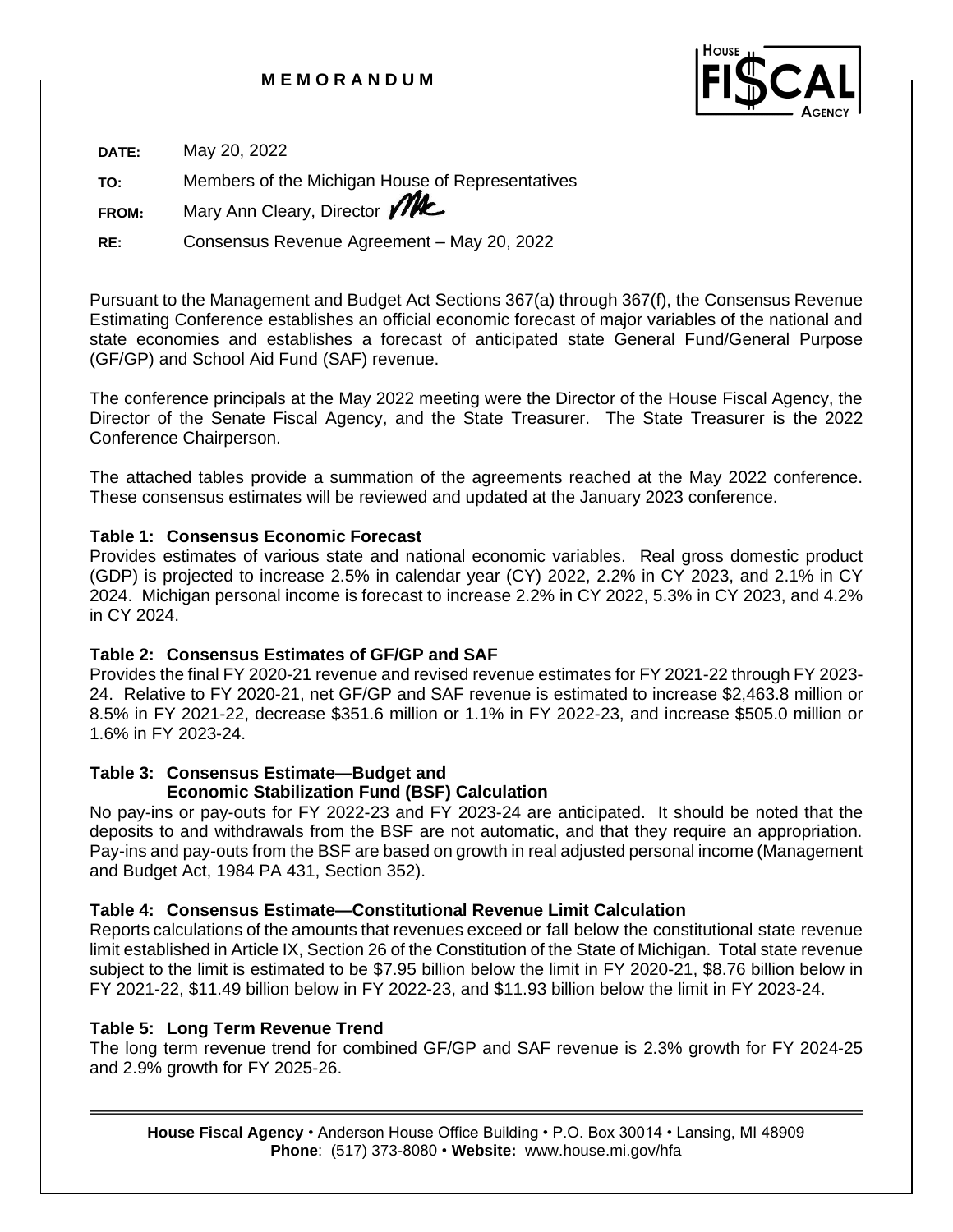# MEMORANDUM

House Fiscal Agency

**DATE:** May 20, 2022

**TO:** Members of the Michigan House of Representatives

**FROM:** Mary Ann Cleary, Director

**RE:** Consensus Revenue Agreement – May 20, 2022

Pursuant to the Management and Budget Act Sections 367(a) through 367(f), the Consensus Revenue Estimating Conference establishes an official economic forecast of major variables of the national and state economies and establishes a forecast of anticipated state General Fund/General Purpose (GF/GP) and School Aid Fund (SAF) revenue.

The conference principals at the May 2022 meeting were the Director of the House Fiscal Agency, the Director of the Senate Fiscal Agency, and the State Treasurer. The State Treasurer is the 2022 Conference Chairperson.

The attached tables provide a summation of the agreements reached at the May 2022 conference. These consensus estimates will be reviewed and updated at the January 2023 conference.

**Table 1: Consensus Economic Forecast**
Provides estimates of various state and national economic variables. Real gross domestic product (GDP) is projected to increase 2.5% in calendar year (CY) 2022, 2.2% in CY 2023, and 2.1% in CY 2024. Michigan personal income is forecast to increase 2.2% in CY 2022, 5.3% in CY 2023, and 4.2% in CY 2024.

**Table 2: Consensus Estimates of GF/GP and SAF**
Provides the final FY 2020-21 revenue and revised revenue estimates for FY 2021-22 through FY 2023-24. Relative to FY 2020-21, net GF/GP and SAF revenue is estimated to increase $2,463.8 million or 8.5% in FY 2021-22, decrease $351.6 million or 1.1% in FY 2022-23, and increase $505.0 million or 1.6% in FY 2023-24.

**Table 3: Consensus Estimate—Budget and Economic Stabilization Fund (BSF) Calculation**
No pay-ins or pay-outs for FY 2022-23 and FY 2023-24 are anticipated. It should be noted that the deposits to and withdrawals from the BSF are not automatic, and that they require an appropriation. Pay-ins and pay-outs from the BSF are based on growth in real adjusted personal income (Management and Budget Act, 1984 PA 431, Section 352).

**Table 4: Consensus Estimate—Constitutional Revenue Limit Calculation**
Reports calculations of the amounts that revenues exceed or fall below the constitutional state revenue limit established in Article IX, Section 26 of the Constitution of the State of Michigan. Total state revenue subject to the limit is estimated to be $7.95 billion below the limit in FY 2020-21, $8.76 billion below in FY 2021-22, $11.49 billion below in FY 2022-23, and $11.93 billion below the limit in FY 2023-24.

**Table 5: Long Term Revenue Trend**
The long term revenue trend for combined GF/GP and SAF revenue is 2.3% growth for FY 2024-25 and 2.9% growth for FY 2025-26.

**House Fiscal Agency** • Anderson House Office Building • P.O. Box 30014 • Lansing, MI 48909
**Phone**: (517) 373-8080 • **Website:** www.house.mi.gov/hfa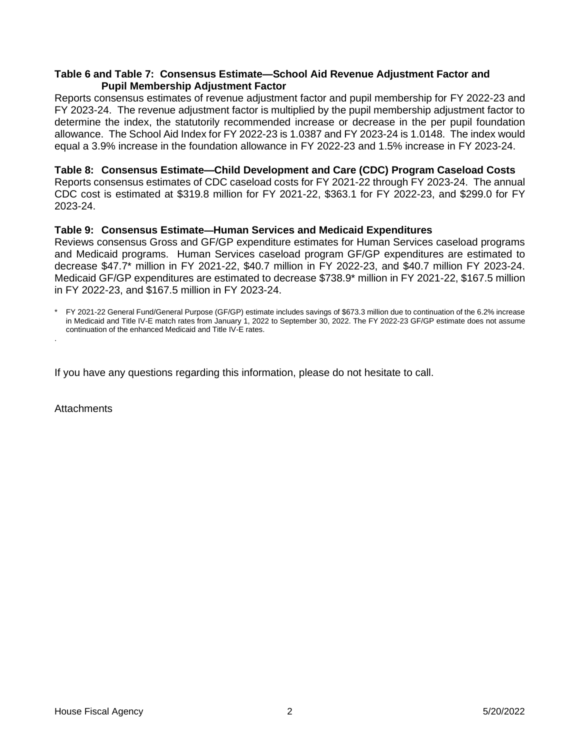**Table 6 and Table 7: Consensus Estimate—School Aid Revenue Adjustment Factor and Pupil Membership Adjustment Factor**

Reports consensus estimates of revenue adjustment factor and pupil membership for FY 2022-23 and FY 2023-24. The revenue adjustment factor is multiplied by the pupil membership adjustment factor to determine the index, the statutorily recommended increase or decrease in the per pupil foundation allowance. The School Aid Index for FY 2022-23 is 1.0387 and FY 2023-24 is 1.0148. The index would equal a 3.9% increase in the foundation allowance in FY 2022-23 and 1.5% increase in FY 2023-24.

**Table 8: Consensus Estimate—Child Development and Care (CDC) Program Caseload Costs**

Reports consensus estimates of CDC caseload costs for FY 2021-22 through FY 2023-24. The annual CDC cost is estimated at $319.8 million for FY 2021-22, $363.1 for FY 2022-23, and $299.0 for FY 2023-24.

**Table 9: Consensus Estimate—Human Services and Medicaid Expenditures**

Reviews consensus Gross and GF/GP expenditure estimates for Human Services caseload programs and Medicaid programs. Human Services caseload program GF/GP expenditures are estimated to decrease $47.7* million in FY 2021-22, $40.7 million in FY 2022-23, and $40.7 million FY 2023-24. Medicaid GF/GP expenditures are estimated to decrease $738.9* million in FY 2021-22, $167.5 million in FY 2022-23, and $167.5 million in FY 2023-24.

\* FY 2021-22 General Fund/General Purpose (GF/GP) estimate includes savings of $673.3 million due to continuation of the 6.2% increase in Medicaid and Title IV-E match rates from January 1, 2022 to September 30, 2022. The FY 2022-23 GF/GP estimate does not assume continuation of the enhanced Medicaid and Title IV-E rates.

If you have any questions regarding this information, please do not hesitate to call.

Attachments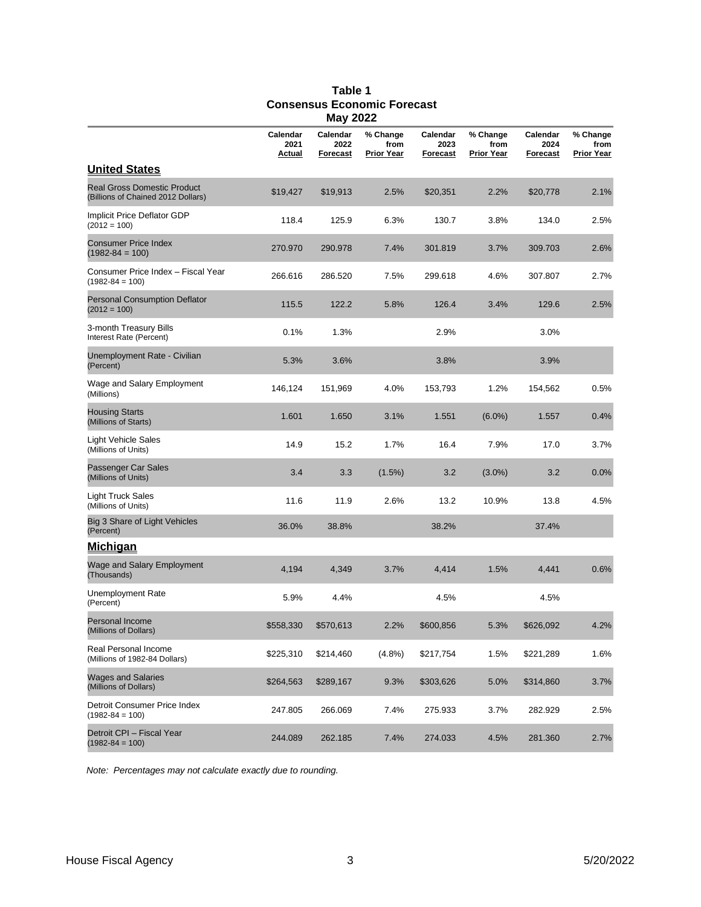# Table 1
## Consensus Economic Forecast
### May 2022

| | Calendar 2021 Actual | Calendar 2022 Forecast | % Change from Prior Year | Calendar 2023 Forecast | % Change from Prior Year | Calendar 2024 Forecast | % Change from Prior Year |
|---|---|---|---|---|---|---|---|
| **United States** | | | | | | | |
| Real Gross Domestic Product (Billions of Chained 2012 Dollars) | $19,427 | $19,913 | 2.5% | $20,351 | 2.2% | $20,778 | 2.1% |
| Implicit Price Deflator GDP (2012 = 100) | 118.4 | 125.9 | 6.3% | 130.7 | 3.8% | 134.0 | 2.5% |
| Consumer Price Index (1982-84 = 100) | 270.970 | 290.978 | 7.4% | 301.819 | 3.7% | 309.703 | 2.6% |
| Consumer Price Index – Fiscal Year (1982-84 = 100) | 266.616 | 286.520 | 7.5% | 299.618 | 4.6% | 307.807 | 2.7% |
| Personal Consumption Deflator (2012 = 100) | 115.5 | 122.2 | 5.8% | 126.4 | 3.4% | 129.6 | 2.5% |
| 3-month Treasury Bills Interest Rate (Percent) | 0.1% | 1.3% | | 2.9% | | 3.0% | |
| Unemployment Rate - Civilian (Percent) | 5.3% | 3.6% | | 3.8% | | 3.9% | |
| Wage and Salary Employment (Millions) | 146,124 | 151,969 | 4.0% | 153,793 | 1.2% | 154,562 | 0.5% |
| Housing Starts (Millions of Starts) | 1.601 | 1.650 | 3.1% | 1.551 | (6.0%) | 1.557 | 0.4% |
| Light Vehicle Sales (Millions of Units) | 14.9 | 15.2 | 1.7% | 16.4 | 7.9% | 17.0 | 3.7% |
| Passenger Car Sales (Millions of Units) | 3.4 | 3.3 | (1.5%) | 3.2 | (3.0%) | 3.2 | 0.0% |
| Light Truck Sales (Millions of Units) | 11.6 | 11.9 | 2.6% | 13.2 | 10.9% | 13.8 | 4.5% |
| Big 3 Share of Light Vehicles (Percent) | 36.0% | 38.8% | | 38.2% | | 37.4% | |
| **Michigan** | | | | | | | |
| Wage and Salary Employment (Thousands) | 4,194 | 4,349 | 3.7% | 4,414 | 1.5% | 4,441 | 0.6% |
| Unemployment Rate (Percent) | 5.9% | 4.4% | | 4.5% | | 4.5% | |
| Personal Income (Millions of Dollars) | $558,330 | $570,613 | 2.2% | $600,856 | 5.3% | $626,092 | 4.2% |
| Real Personal Income (Millions of 1982-84 Dollars) | $225,310 | $214,460 | (4.8%) | $217,754 | 1.5% | $221,289 | 1.6% |
| Wages and Salaries (Millions of Dollars) | $264,563 | $289,167 | 9.3% | $303,626 | 5.0% | $314,860 | 3.7% |
| Detroit Consumer Price Index (1982-84 = 100) | 247.805 | 266.069 | 7.4% | 275.933 | 3.7% | 282.929 | 2.5% |
| Detroit CPI – Fiscal Year (1982-84 = 100) | 244.089 | 262.185 | 7.4% | 274.033 | 4.5% | 281.360 | 2.7% |

*Note: Percentages may not calculate exactly due to rounding.*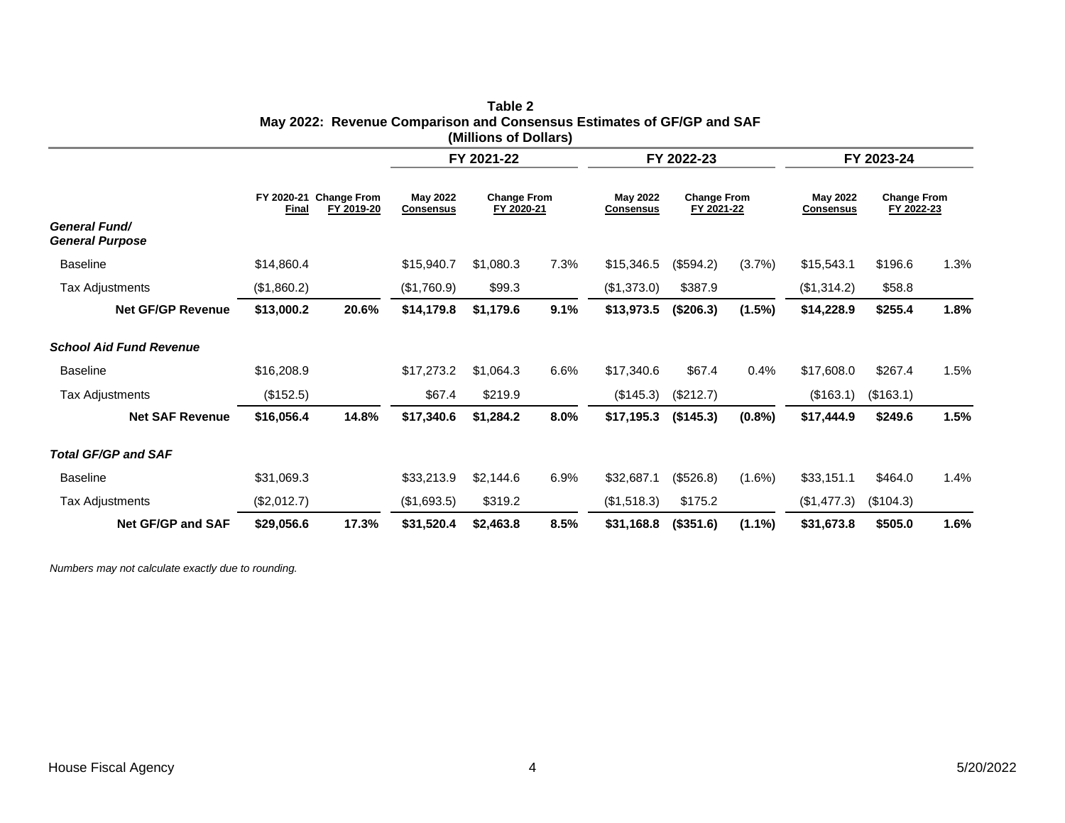**Table 2**
**May 2022: Revenue Comparison and Consensus Estimates of GF/GP and SAF**
**(Millions of Dollars)**

| | | | FY 2021-22 | | | FY 2022-23 | | | FY 2023-24 | | |
|---|---|---|---|---|---|---|---|---|---|---|---|
| | FY 2020-21 Final | Change From FY 2019-20 | May 2022 Consensus | Change From FY 2020-21 | | May 2022 Consensus | Change From FY 2021-22 | | May 2022 Consensus | Change From FY 2022-23 | |
| ***General Fund/ General Purpose*** | | | | | | | | | | | |
| Baseline | $14,860.4 | | $15,940.7 | $1,080.3 | 7.3% | $15,346.5 | ($594.2) | (3.7%) | $15,543.1 | $196.6 | 1.3% |
| Tax Adjustments | ($1,860.2) | | ($1,760.9) | $99.3 | | ($1,373.0) | $387.9 | | ($1,314.2) | $58.8 | |
| **Net GF/GP Revenue** | **$13,000.2** | **20.6%** | **$14,179.8** | **$1,179.6** | **9.1%** | **$13,973.5** | **($206.3)** | **(1.5%)** | **$14,228.9** | **$255.4** | **1.8%** |
| ***School Aid Fund Revenue*** | | | | | | | | | | | |
| Baseline | $16,208.9 | | $17,273.2 | $1,064.3 | 6.6% | $17,340.6 | $67.4 | 0.4% | $17,608.0 | $267.4 | 1.5% |
| Tax Adjustments | ($152.5) | | $67.4 | $219.9 | | ($145.3) | ($212.7) | | ($163.1) | ($163.1) | |
| **Net SAF Revenue** | **$16,056.4** | **14.8%** | **$17,340.6** | **$1,284.2** | **8.0%** | **$17,195.3** | **($145.3)** | **(0.8%)** | **$17,444.9** | **$249.6** | **1.5%** |
| ***Total GF/GP and SAF*** | | | | | | | | | | | |
| Baseline | $31,069.3 | | $33,213.9 | $2,144.6 | 6.9% | $32,687.1 | ($526.8) | (1.6%) | $33,151.1 | $464.0 | 1.4% |
| Tax Adjustments | ($2,012.7) | | ($1,693.5) | $319.2 | | ($1,518.3) | $175.2 | | ($1,477.3) | ($104.3) | |
| **Net GF/GP and SAF** | **$29,056.6** | **17.3%** | **$31,520.4** | **$2,463.8** | **8.5%** | **$31,168.8** | **($351.6)** | **(1.1%)** | **$31,673.8** | **$505.0** | **1.6%** |

*Numbers may not calculate exactly due to rounding.*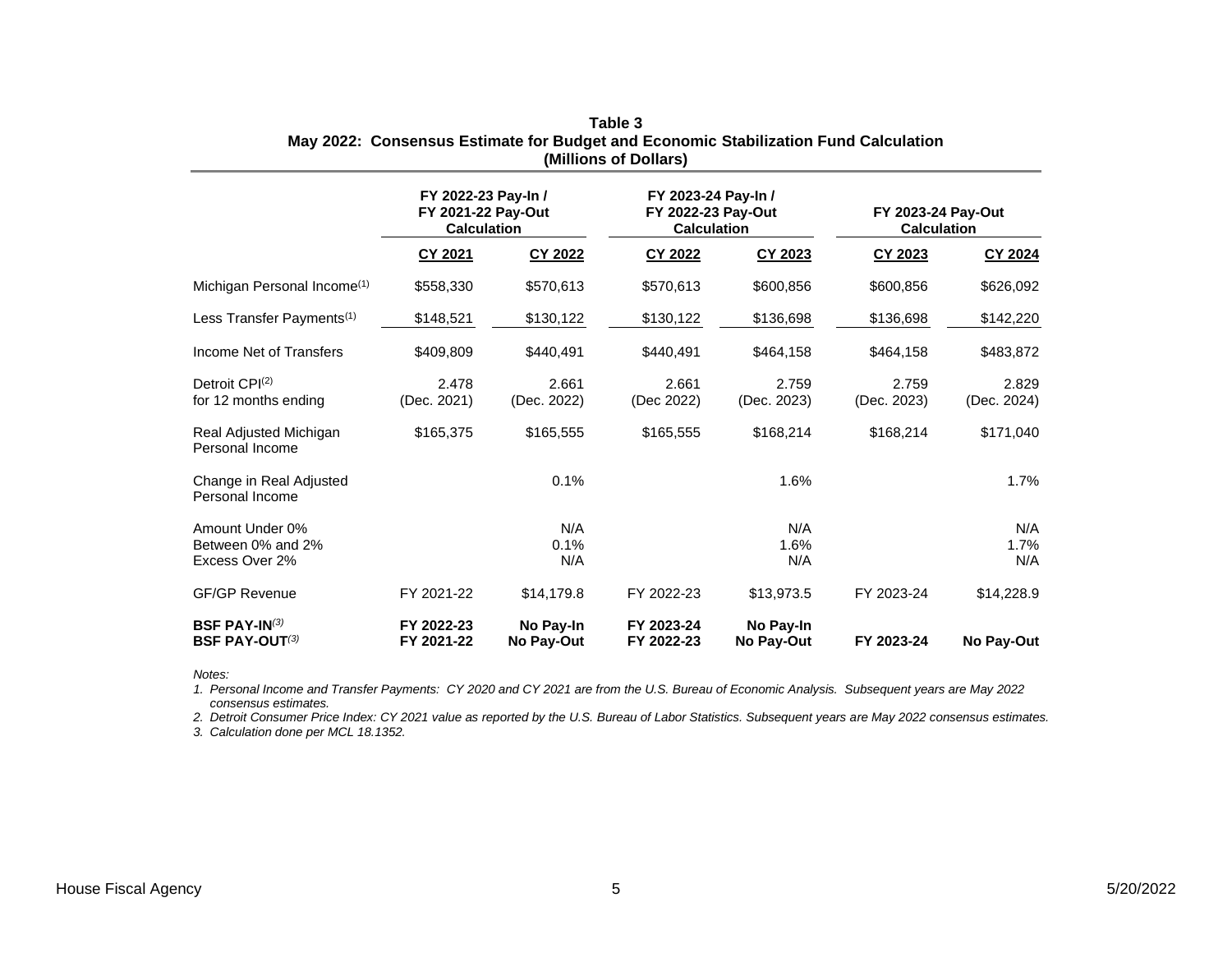**Table 3**
**May 2022: Consensus Estimate for Budget and Economic Stabilization Fund Calculation**
**(Millions of Dollars)**

| | **FY 2022-23 Pay-In / FY 2021-22 Pay-Out Calculation** | | **FY 2023-24 Pay-In / FY 2022-23 Pay-Out Calculation** | | **FY 2023-24 Pay-Out Calculation** | |
|---|---|---|---|---|---|---|
| | **CY 2021** | **CY 2022** | **CY 2022** | **CY 2023** | **CY 2023** | **CY 2024** |
| Michigan Personal Income[1] | $558,330 | $570,613 | $570,613 | $600,856 | $600,856 | $626,092 |
| Less Transfer Payments[1] | $148,521 | $130,122 | $130,122 | $136,698 | $136,698 | $142,220 |
| Income Net of Transfers | $409,809 | $440,491 | $440,491 | $464,158 | $464,158 | $483,872 |
| Detroit CPI[2] for 12 months ending | 2.478 (Dec. 2021) | 2.661 (Dec. 2022) | 2.661 (Dec 2022) | 2.759 (Dec. 2023) | 2.759 (Dec. 2023) | 2.829 (Dec. 2024) |
| Real Adjusted Michigan Personal Income | $165,375 | $165,555 | $165,555 | $168,214 | $168,214 | $171,040 |
| Change in Real Adjusted Personal Income | | 0.1% | | 1.6% | | 1.7% |
| Amount Under 0% | | N/A | | N/A | | N/A |
| Between 0% and 2% | | 0.1% | | 1.6% | | 1.7% |
| Excess Over 2% | | N/A | | N/A | | N/A |
| GF/GP Revenue | FY 2021-22 | $14,179.8 | FY 2022-23 | $13,973.5 | FY 2023-24 | $14,228.9 |
| **BSF PAY-IN**[3] | **FY 2022-23** | **No Pay-In** | **FY 2023-24** | **No Pay-In** | | |
| **BSF PAY-OUT**[3] | **FY 2021-22** | **No Pay-Out** | **FY 2022-23** | **No Pay-Out** | **FY 2023-24** | **No Pay-Out** |

*Notes:*

*1. Personal Income and Transfer Payments: CY 2020 and CY 2021 are from the U.S. Bureau of Economic Analysis. Subsequent years are May 2022 consensus estimates.*

*2. Detroit Consumer Price Index: CY 2021 value as reported by the U.S. Bureau of Labor Statistics. Subsequent years are May 2022 consensus estimates.*

*3. Calculation done per MCL 18.1352.*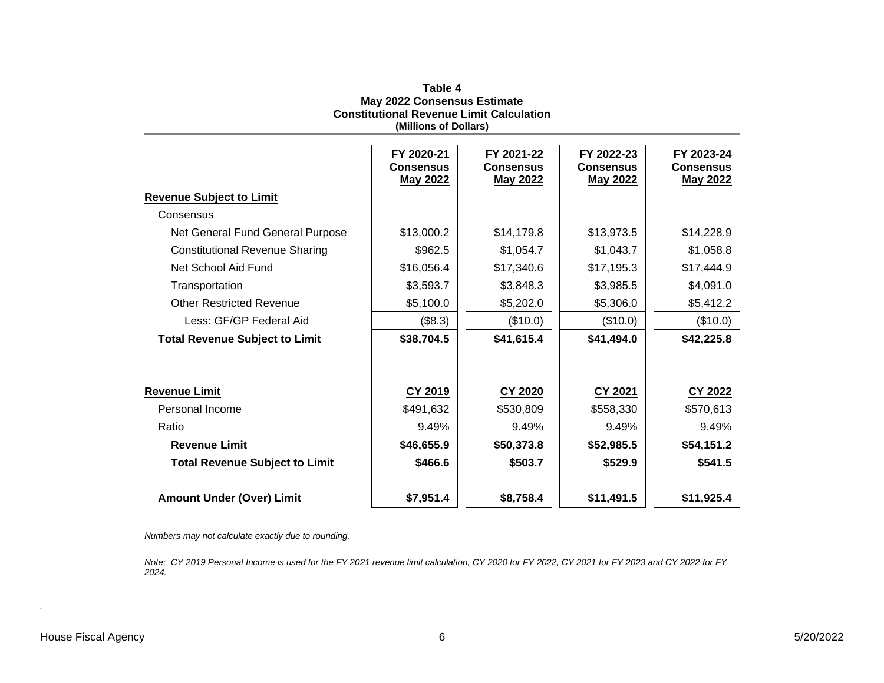**Table 4**
**May 2022 Consensus Estimate**
**Constitutional Revenue Limit Calculation**
**(Millions of Dollars)**

| | FY 2020-21 Consensus May 2022 | FY 2021-22 Consensus May 2022 | FY 2022-23 Consensus May 2022 | FY 2023-24 Consensus May 2022 |
|---|---|---|---|---|
| **Revenue Subject to Limit** | | | | |
| Consensus | | | | |
| Net General Fund General Purpose | $13,000.2 | $14,179.8 | $13,973.5 | $14,228.9 |
| Constitutional Revenue Sharing | $962.5 | $1,054.7 | $1,043.7 | $1,058.8 |
| Net School Aid Fund | $16,056.4 | $17,340.6 | $17,195.3 | $17,444.9 |
| Transportation | $3,593.7 | $3,848.3 | $3,985.5 | $4,091.0 |
| Other Restricted Revenue | $5,100.0 | $5,202.0 | $5,306.0 | $5,412.2 |
| Less: GF/GP Federal Aid | ($8.3) | ($10.0) | ($10.0) | ($10.0) |
| **Total Revenue Subject to Limit** | **$38,704.5** | **$41,615.4** | **$41,494.0** | **$42,225.8** |
| | | | | |
| **Revenue Limit** | **CY 2019** | **CY 2020** | **CY 2021** | **CY 2022** |
| Personal Income | $491,632 | $530,809 | $558,330 | $570,613 |
| Ratio | 9.49% | 9.49% | 9.49% | 9.49% |
| **Revenue Limit** | **$46,655.9** | **$50,373.8** | **$52,985.5** | **$54,151.2** |
| **Total Revenue Subject to Limit** | **$466.6** | **$503.7** | **$529.9** | **$541.5** |
| | | | | |
| **Amount Under (Over) Limit** | **$7,951.4** | **$8,758.4** | **$11,491.5** | **$11,925.4** |

*Numbers may not calculate exactly due to rounding.*

*Note: CY 2019 Personal Income is used for the FY 2021 revenue limit calculation, CY 2020 for FY 2022, CY 2021 for FY 2023 and CY 2022 for FY 2024.*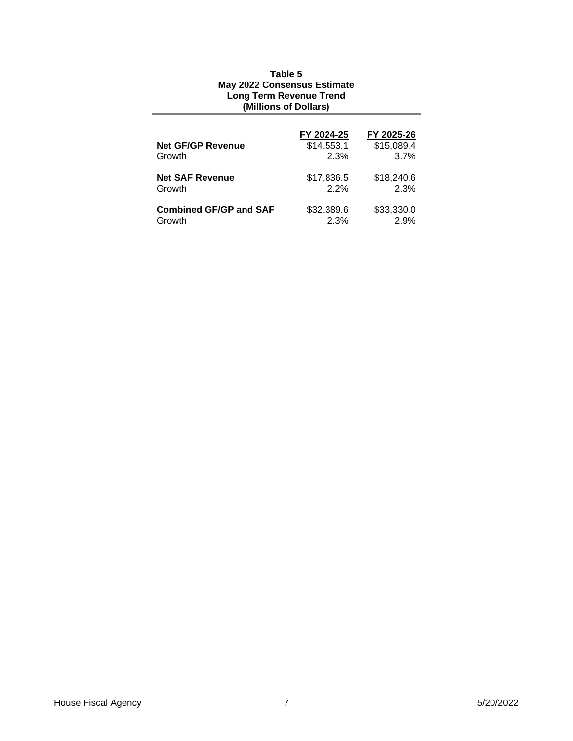**Table 5**
**May 2022 Consensus Estimate**
**Long Term Revenue Trend**
**(Millions of Dollars)**

| | FY 2024-25 | FY 2025-26 |
|---|---|---|
| **Net GF/GP Revenue** | $14,553.1 | $15,089.4 |
| Growth | 2.3% | 3.7% |
| **Net SAF Revenue** | $17,836.5 | $18,240.6 |
| Growth | 2.2% | 2.3% |
| **Combined GF/GP and SAF** | $32,389.6 | $33,330.0 |
| Growth | 2.3% | 2.9% |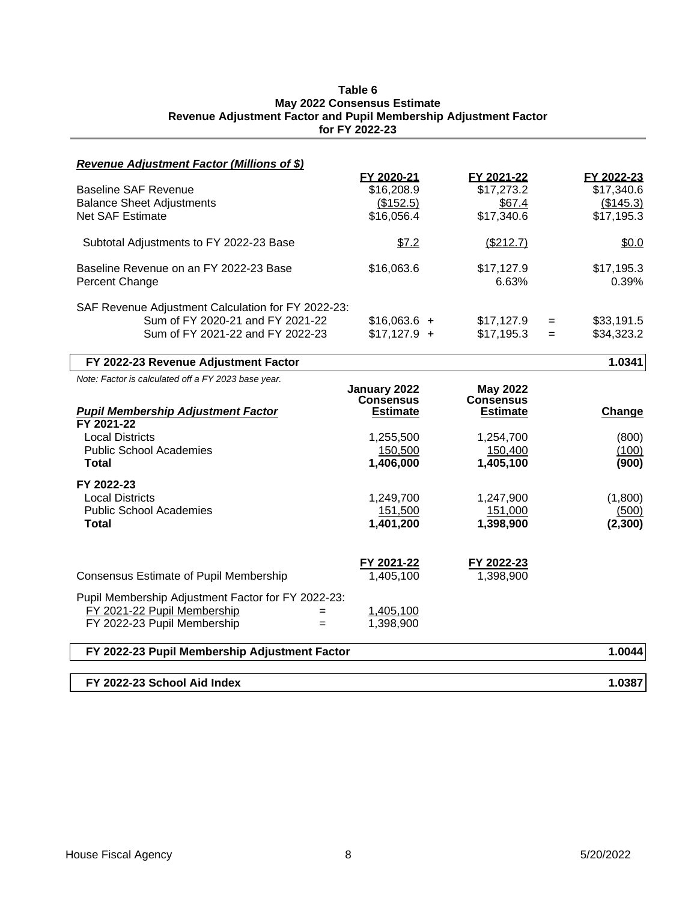**Table 6**
**May 2022 Consensus Estimate**
**Revenue Adjustment Factor and Pupil Membership Adjustment Factor**
**for FY 2022-23**

***Revenue Adjustment Factor (Millions of $)***

| | FY 2020-21 | FY 2021-22 | | FY 2022-23 |
|---|---|---|---|---|
| Baseline SAF Revenue | $16,208.9 | $17,273.2 | | $17,340.6 |
| Balance Sheet Adjustments | ($152.5) | $67.4 | | ($145.3) |
| Net SAF Estimate | $16,056.4 | $17,340.6 | | $17,195.3 |
| Subtotal Adjustments to FY 2022-23 Base | $7.2 | ($212.7) | | $0.0 |
| Baseline Revenue on an FY 2022-23 Base | $16,063.6 | $17,127.9 | | $17,195.3 |
| Percent Change | | 6.63% | | 0.39% |
| SAF Revenue Adjustment Calculation for FY 2022-23: | | | | |
| Sum of FY 2020-21 and FY 2021-22 | $16,063.6 + | $17,127.9 | = | $33,191.5 |
| Sum of FY 2021-22 and FY 2022-23 | $17,127.9 + | $17,195.3 | = | $34,323.2 |

**FY 2022-23 Revenue Adjustment Factor** **1.0341**

*Note: Factor is calculated off a FY 2023 base year.*

| ***Pupil Membership Adjustment Factor*** | January 2022 Consensus Estimate | May 2022 Consensus Estimate | Change |
|---|---|---|---|
| **FY 2021-22** | | | |
| Local Districts | 1,255,500 | 1,254,700 | (800) |
| Public School Academies | 150,500 | 150,400 | (100) |
| **Total** | **1,406,000** | **1,405,100** | **(900)** |
| **FY 2022-23** | | | |
| Local Districts | 1,249,700 | 1,247,900 | (1,800) |
| Public School Academies | 151,500 | 151,000 | (500) |
| **Total** | **1,401,200** | **1,398,900** | **(2,300)** |

| | FY 2021-22 | FY 2022-23 |
|---|---|---|
| Consensus Estimate of Pupil Membership | 1,405,100 | 1,398,900 |

Pupil Membership Adjustment Factor for FY 2022-23:

| | | |
|---|---|---|
| FY 2021-22 Pupil Membership | = | 1,405,100 |
| FY 2022-23 Pupil Membership | = | 1,398,900 |

**FY 2022-23 Pupil Membership Adjustment Factor** **1.0044**

**FY 2022-23 School Aid Index** **1.0387**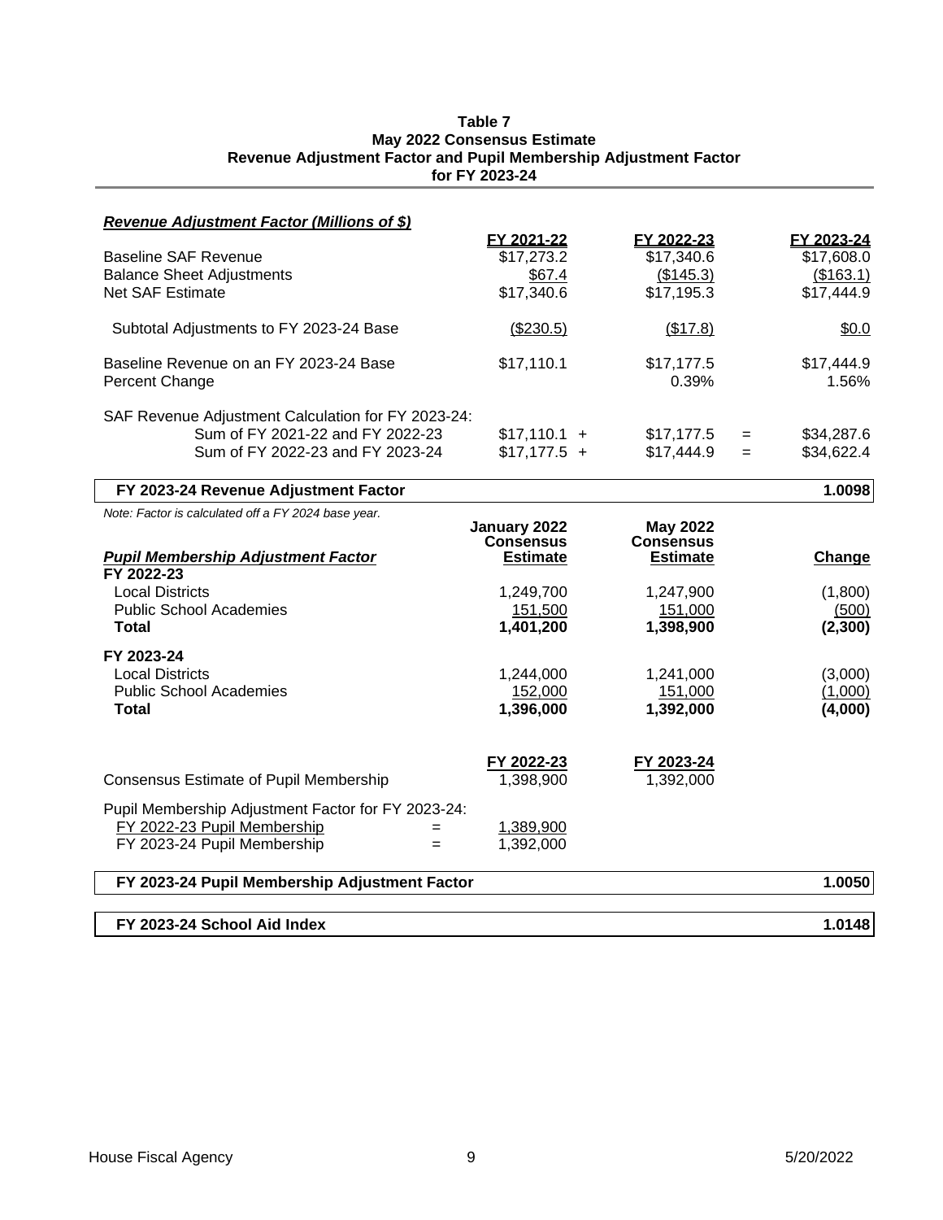**Table 7**
**May 2022 Consensus Estimate**
**Revenue Adjustment Factor and Pupil Membership Adjustment Factor**
**for FY 2023-24**

***Revenue Adjustment Factor (Millions of $)***

| | FY 2021-22 | FY 2022-23 | | FY 2023-24 |
|---|---|---|---|---|
| Baseline SAF Revenue | $17,273.2 | $17,340.6 | | $17,608.0 |
| Balance Sheet Adjustments | $67.4 | ($145.3) | | ($163.1) |
| Net SAF Estimate | $17,340.6 | $17,195.3 | | $17,444.9 |
| Subtotal Adjustments to FY 2023-24 Base | ($230.5) | ($17.8) | | $0.0 |
| Baseline Revenue on an FY 2023-24 Base | $17,110.1 | $17,177.5 | | $17,444.9 |
| Percent Change | | 0.39% | | 1.56% |
| SAF Revenue Adjustment Calculation for FY 2023-24: | | | | |
| Sum of FY 2021-22 and FY 2022-23 | $17,110.1 + | $17,177.5 | = | $34,287.6 |
| Sum of FY 2022-23 and FY 2023-24 | $17,177.5 + | $17,444.9 | = | $34,622.4 |
| **FY 2023-24 Revenue Adjustment Factor** | | | | **1.0098** |

*Note: Factor is calculated off a FY 2024 base year.*

| ***Pupil Membership Adjustment Factor*** | **January 2022 Consensus Estimate** | **May 2022 Consensus Estimate** | **Change** |
|---|---|---|---|
| **FY 2022-23** | | | |
| Local Districts | 1,249,700 | 1,247,900 | (1,800) |
| Public School Academies | 151,500 | 151,000 | (500) |
| **Total** | **1,401,200** | **1,398,900** | **(2,300)** |
| **FY 2023-24** | | | |
| Local Districts | 1,244,000 | 1,241,000 | (3,000) |
| Public School Academies | 152,000 | 151,000 | (1,000) |
| **Total** | **1,396,000** | **1,392,000** | **(4,000)** |

| | | FY 2022-23 | FY 2023-24 |
|---|---|---|---|
| Consensus Estimate of Pupil Membership | | 1,398,900 | 1,392,000 |
| Pupil Membership Adjustment Factor for FY 2023-24: | | | |
| FY 2022-23 Pupil Membership | = | 1,389,900 | |
| FY 2023-24 Pupil Membership | = | 1,392,000 | |
| **FY 2023-24 Pupil Membership Adjustment Factor** | | | **1.0050** |

| **FY 2023-24 School Aid Index** | **1.0148** |
|---|---|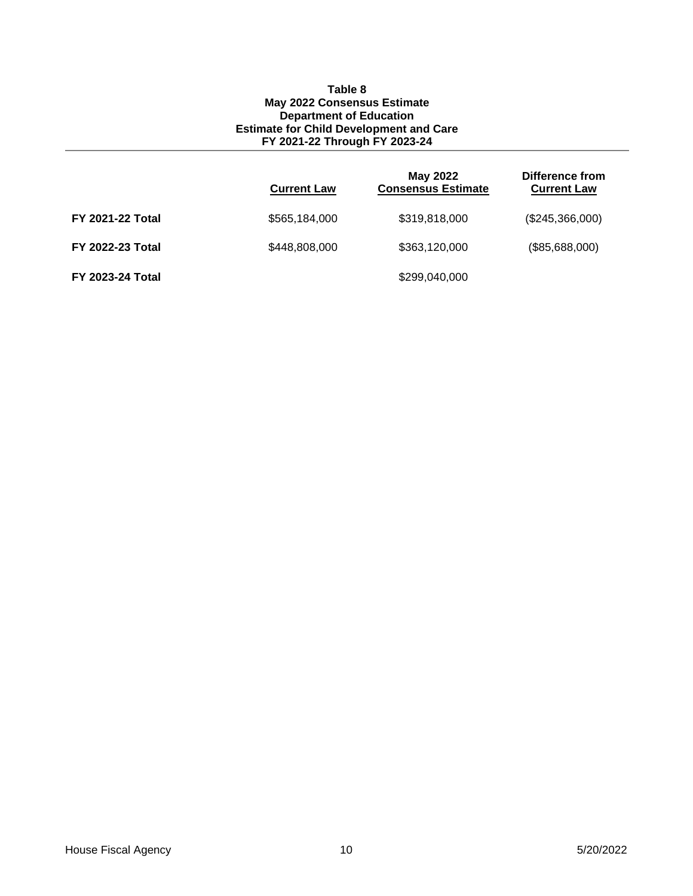**Table 8**
**May 2022 Consensus Estimate**
**Department of Education**
**Estimate for Child Development and Care**
**FY 2021-22 Through FY 2023-24**

| | Current Law | May 2022 Consensus Estimate | Difference from Current Law |
|---|---|---|---|
| **FY 2021-22 Total** | $565,184,000 | $319,818,000 | ($245,366,000) |
| **FY 2022-23 Total** | $448,808,000 | $363,120,000 | ($85,688,000) |
| **FY 2023-24 Total** | | $299,040,000 | |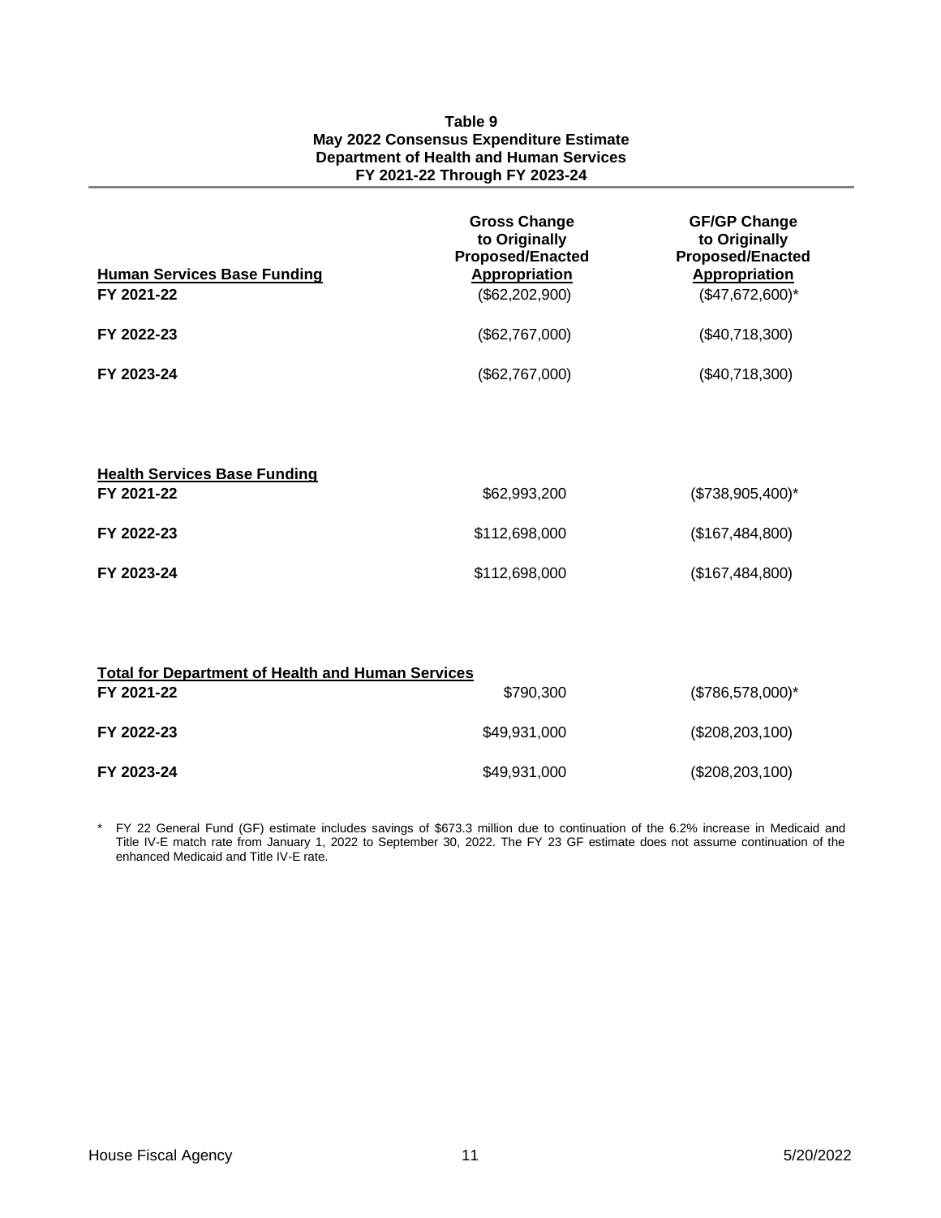**Table 9**
**May 2022 Consensus Expenditure Estimate**
**Department of Health and Human Services**
**FY 2021-22 Through FY 2023-24**

| | Gross Change to Originally Proposed/Enacted Appropriation | GF/GP Change to Originally Proposed/Enacted Appropriation |
|---|---|---|
| **Human Services Base Funding** | | |
| **FY 2021-22** | ($62,202,900) | ($47,672,600)* |
| **FY 2022-23** | ($62,767,000) | ($40,718,300) |
| **FY 2023-24** | ($62,767,000) | ($40,718,300) |
| **Health Services Base Funding** | | |
| **FY 2021-22** | $62,993,200 | ($738,905,400)* |
| **FY 2022-23** | $112,698,000 | ($167,484,800) |
| **FY 2023-24** | $112,698,000 | ($167,484,800) |
| **Total for Department of Health and Human Services** | | |
| **FY 2021-22** | $790,300 | ($786,578,000)* |
| **FY 2022-23** | $49,931,000 | ($208,203,100) |
| **FY 2023-24** | $49,931,000 | ($208,203,100) |

* FY 22 General Fund (GF) estimate includes savings of $673.3 million due to continuation of the 6.2% increase in Medicaid and Title IV-E match rate from January 1, 2022 to September 30, 2022. The FY 23 GF estimate does not assume continuation of the enhanced Medicaid and Title IV-E rate.